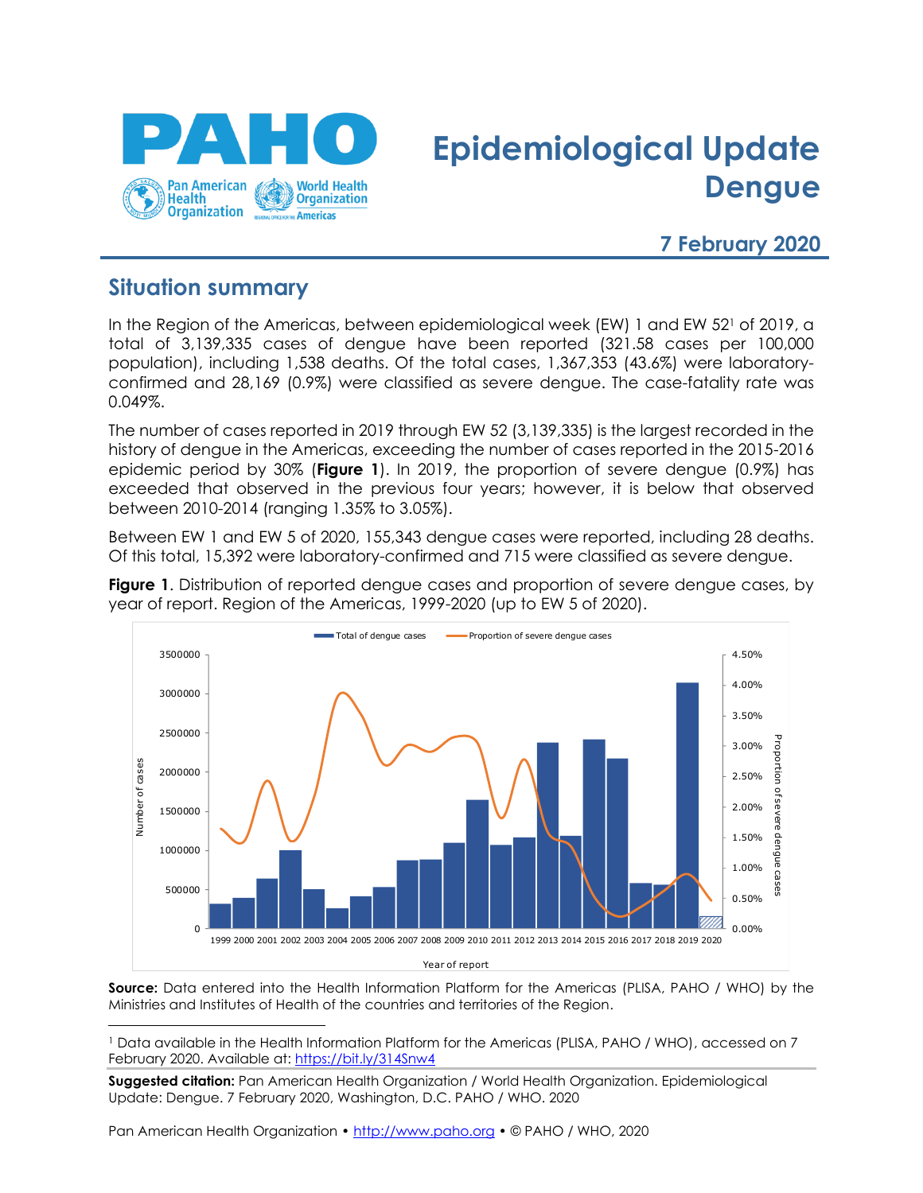# Epidemiological Update
# Dengue

**7 February 2020**

## Situation summary

In the Region of the Americas, between epidemiological week (EW) 1 and EW 52[1] of 2019, a total of 3,139,335 cases of dengue have been reported (321.58 cases per 100,000 population), including 1,538 deaths. Of the total cases, 1,367,353 (43.6%) were laboratory-confirmed and 28,169 (0.9%) were classified as severe dengue. The case-fatality rate was 0.049%.

The number of cases reported in 2019 through EW 52 (3,139,335) is the largest recorded in the history of dengue in the Americas, exceeding the number of cases reported in the 2015-2016 epidemic period by 30% (**Figure 1**). In 2019, the proportion of severe dengue (0.9%) has exceeded that observed in the previous four years; however, it is below that observed between 2010-2014 (ranging 1.35% to 3.05%).

Between EW 1 and EW 5 of 2020, 155,343 dengue cases were reported, including 28 deaths. Of this total, 15,392 were laboratory-confirmed and 715 were classified as severe dengue.

**Figure 1**. Distribution of reported dengue cases and proportion of severe dengue cases, by year of report. Region of the Americas, 1999-2020 (up to EW 5 of 2020).

Total of dengue cases
Proportion of severe dengue cases

Number of cases
3500000
3000000
2500000
2000000
1500000
1000000
500000
0

Proportion of severe dengue cases
4.50%
4.00%
3.50%
3.00%
2.50%
2.00%
1.50%
1.00%
0.50%
0.00%

1999 2000 2001 2002 2003 2004 2005 2006 2007 2008 2009 2010 2011 2012 2013 2014 2015 2016 2017 2018 2019 2020

Year of report

**Source:** Data entered into the Health Information Platform for the Americas (PLISA, PAHO / WHO) by the Ministries and Institutes of Health of the countries and territories of the Region.

[1] Data available in the Health Information Platform for the Americas (PLISA, PAHO / WHO), accessed on 7 February 2020. Available at: https://bit.ly/314Snw4

**Suggested citation:** Pan American Health Organization / World Health Organization. Epidemiological Update: Dengue. 7 February 2020, Washington, D.C. PAHO / WHO. 2020

Pan American Health Organization • http://www.paho.org • © PAHO / WHO, 2020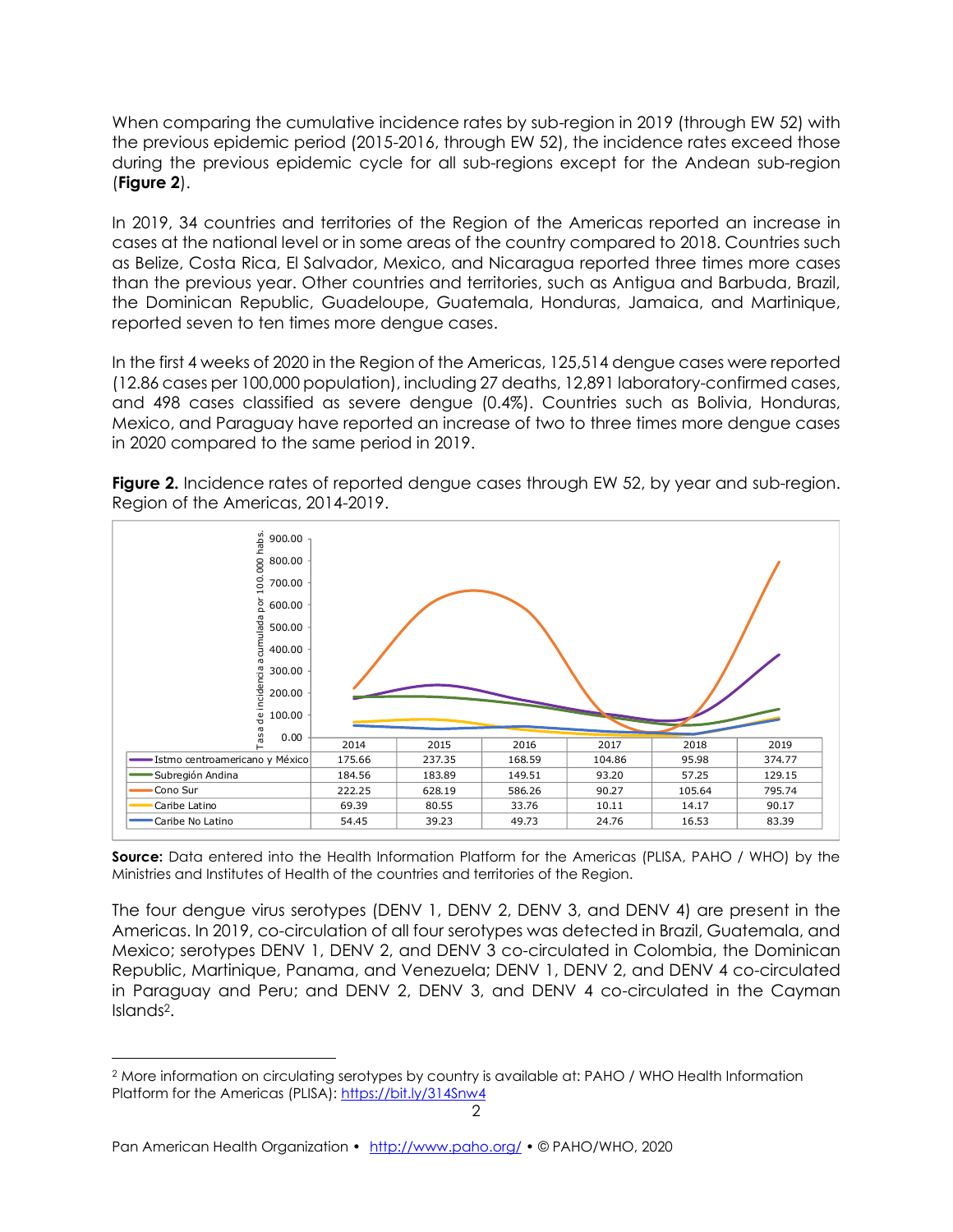When comparing the cumulative incidence rates by sub-region in 2019 (through EW 52) with the previous epidemic period (2015-2016, through EW 52), the incidence rates exceed those during the previous epidemic cycle for all sub-regions except for the Andean sub-region (**Figure 2**).

In 2019, 34 countries and territories of the Region of the Americas reported an increase in cases at the national level or in some areas of the country compared to 2018. Countries such as Belize, Costa Rica, El Salvador, Mexico, and Nicaragua reported three times more cases than the previous year. Other countries and territories, such as Antigua and Barbuda, Brazil, the Dominican Republic, Guadeloupe, Guatemala, Honduras, Jamaica, and Martinique, reported seven to ten times more dengue cases.

In the first 4 weeks of 2020 in the Region of the Americas, 125,514 dengue cases were reported (12.86 cases per 100,000 population), including 27 deaths, 12,891 laboratory-confirmed cases, and 498 cases classified as severe dengue (0.4%). Countries such as Bolivia, Honduras, Mexico, and Paraguay have reported an increase of two to three times more dengue cases in 2020 compared to the same period in 2019.

**Figure 2.** Incidence rates of reported dengue cases through EW 52, by year and sub-region. Region of the Americas, 2014-2019.

Tasa de incidencia acumulada por 100.000 habs.

900.00
800.00
700.00
600.00
500.00
400.00
300.00
200.00
100.00
0.00

| | 2014 | 2015 | 2016 | 2017 | 2018 | 2019 |
|---|---|---|---|---|---|---|
| Istmo centroamericano y México | 175.66 | 237.35 | 168.59 | 104.86 | 95.98 | 374.77 |
| Subregión Andina | 184.56 | 183.89 | 149.51 | 93.20 | 57.25 | 129.15 |
| Cono Sur | 222.25 | 628.19 | 586.26 | 90.27 | 105.64 | 795.74 |
| Caribe Latino | 69.39 | 80.55 | 33.76 | 10.11 | 14.17 | 90.17 |
| Caribe No Latino | 54.45 | 39.23 | 49.73 | 24.76 | 16.53 | 83.39 |

**Source:** Data entered into the Health Information Platform for the Americas (PLISA, PAHO / WHO) by the Ministries and Institutes of Health of the countries and territories of the Region.

The four dengue virus serotypes (DENV 1, DENV 2, DENV 3, and DENV 4) are present in the Americas. In 2019, co-circulation of all four serotypes was detected in Brazil, Guatemala, and Mexico; serotypes DENV 1, DENV 2, and DENV 3 co-circulated in Colombia, the Dominican Republic, Martinique, Panama, and Venezuela; DENV 1, DENV 2, and DENV 4 co-circulated in Paraguay and Peru; and DENV 2, DENV 3, and DENV 4 co-circulated in the Cayman Islands[2].

[2] More information on circulating serotypes by country is available at: PAHO / WHO Health Information Platform for the Americas (PLISA): https://bit.ly/314Snw4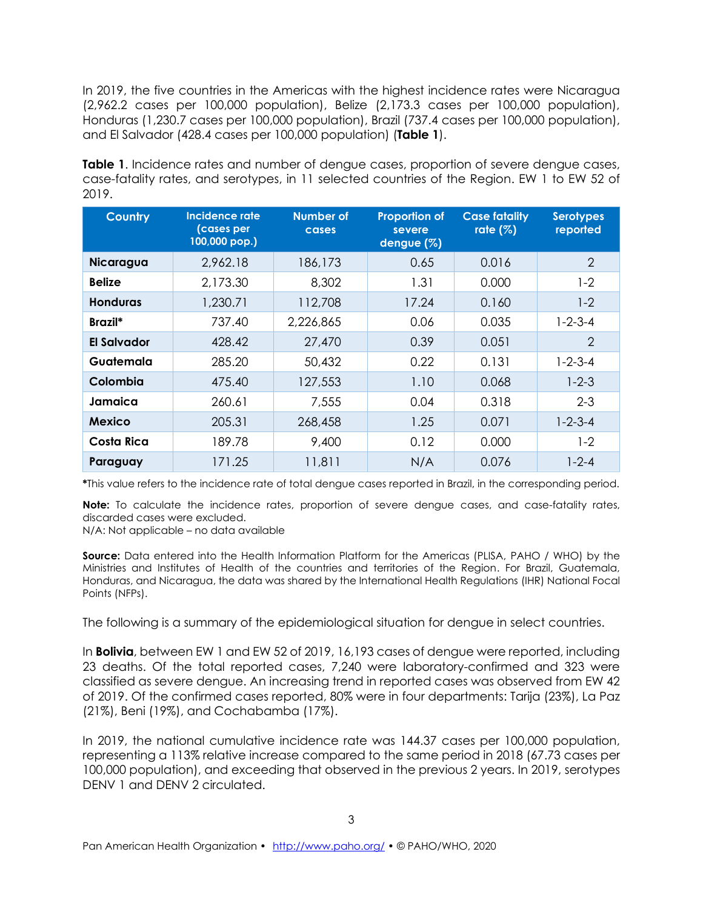In 2019, the five countries in the Americas with the highest incidence rates were Nicaragua (2,962.2 cases per 100,000 population), Belize (2,173.3 cases per 100,000 population), Honduras (1,230.7 cases per 100,000 population), Brazil (737.4 cases per 100,000 population), and El Salvador (428.4 cases per 100,000 population) (**Table 1**).

**Table 1**. Incidence rates and number of dengue cases, proportion of severe dengue cases, case-fatality rates, and serotypes, in 11 selected countries of the Region. EW 1 to EW 52 of 2019.

| Country | Incidence rate (cases per 100,000 pop.) | Number of cases | Proportion of severe dengue (%) | Case fatality rate (%) | Serotypes reported |
|---|---|---|---|---|---|
| **Nicaragua** | 2,962.18 | 186,173 | 0.65 | 0.016 | 2 |
| **Belize** | 2,173.30 | 8,302 | 1.31 | 0.000 | 1-2 |
| **Honduras** | 1,230.71 | 112,708 | 17.24 | 0.160 | 1-2 |
| **Brazil*** | 737.40 | 2,226,865 | 0.06 | 0.035 | 1-2-3-4 |
| **El Salvador** | 428.42 | 27,470 | 0.39 | 0.051 | 2 |
| **Guatemala** | 285.20 | 50,432 | 0.22 | 0.131 | 1-2-3-4 |
| **Colombia** | 475.40 | 127,553 | 1.10 | 0.068 | 1-2-3 |
| **Jamaica** | 260.61 | 7,555 | 0.04 | 0.318 | 2-3 |
| **Mexico** | 205.31 | 268,458 | 1.25 | 0.071 | 1-2-3-4 |
| **Costa Rica** | 189.78 | 9,400 | 0.12 | 0.000 | 1-2 |
| **Paraguay** | 171.25 | 11,811 | N/A | 0.076 | 1-2-4 |

***This value refers to the incidence rate of total dengue cases reported in Brazil, in the corresponding period.**

**Note:** To calculate the incidence rates, proportion of severe dengue cases, and case-fatality rates, discarded cases were excluded.
N/A: Not applicable – no data available

**Source:** Data entered into the Health Information Platform for the Americas (PLISA, PAHO / WHO) by the Ministries and Institutes of Health of the countries and territories of the Region. For Brazil, Guatemala, Honduras, and Nicaragua, the data was shared by the International Health Regulations (IHR) National Focal Points (NFPs).

The following is a summary of the epidemiological situation for dengue in select countries.

In **Bolivia**, between EW 1 and EW 52 of 2019, 16,193 cases of dengue were reported, including 23 deaths. Of the total reported cases, 7,240 were laboratory-confirmed and 323 were classified as severe dengue. An increasing trend in reported cases was observed from EW 42 of 2019. Of the confirmed cases reported, 80% were in four departments: Tarija (23%), La Paz (21%), Beni (19%), and Cochabamba (17%).

In 2019, the national cumulative incidence rate was 144.37 cases per 100,000 population, representing a 113% relative increase compared to the same period in 2018 (67.73 cases per 100,000 population), and exceeding that observed in the previous 2 years. In 2019, serotypes DENV 1 and DENV 2 circulated.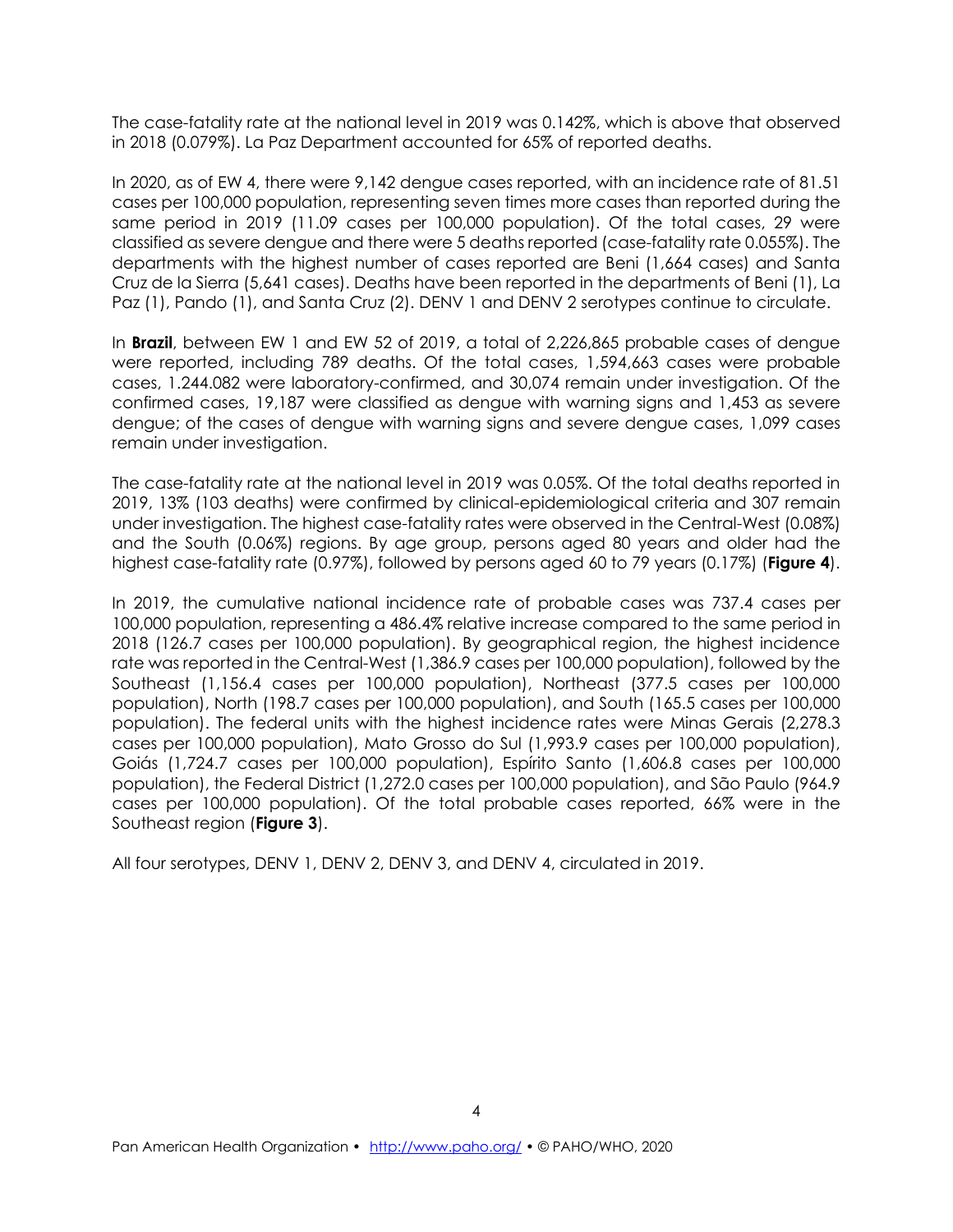The case-fatality rate at the national level in 2019 was 0.142%, which is above that observed in 2018 (0.079%). La Paz Department accounted for 65% of reported deaths.

In 2020, as of EW 4, there were 9,142 dengue cases reported, with an incidence rate of 81.51 cases per 100,000 population, representing seven times more cases than reported during the same period in 2019 (11.09 cases per 100,000 population). Of the total cases, 29 were classified as severe dengue and there were 5 deaths reported (case-fatality rate 0.055%). The departments with the highest number of cases reported are Beni (1,664 cases) and Santa Cruz de la Sierra (5,641 cases). Deaths have been reported in the departments of Beni (1), La Paz (1), Pando (1), and Santa Cruz (2). DENV 1 and DENV 2 serotypes continue to circulate.

In **Brazil**, between EW 1 and EW 52 of 2019, a total of 2,226,865 probable cases of dengue were reported, including 789 deaths. Of the total cases, 1,594,663 cases were probable cases, 1.244.082 were laboratory-confirmed, and 30,074 remain under investigation. Of the confirmed cases, 19,187 were classified as dengue with warning signs and 1,453 as severe dengue; of the cases of dengue with warning signs and severe dengue cases, 1,099 cases remain under investigation.

The case-fatality rate at the national level in 2019 was 0.05%. Of the total deaths reported in 2019, 13% (103 deaths) were confirmed by clinical-epidemiological criteria and 307 remain under investigation. The highest case-fatality rates were observed in the Central-West (0.08%) and the South (0.06%) regions. By age group, persons aged 80 years and older had the highest case-fatality rate (0.97%), followed by persons aged 60 to 79 years (0.17%) (**Figure 4**).

In 2019, the cumulative national incidence rate of probable cases was 737.4 cases per 100,000 population, representing a 486.4% relative increase compared to the same period in 2018 (126.7 cases per 100,000 population). By geographical region, the highest incidence rate was reported in the Central-West (1,386.9 cases per 100,000 population), followed by the Southeast (1,156.4 cases per 100,000 population), Northeast (377.5 cases per 100,000 population), North (198.7 cases per 100,000 population), and South (165.5 cases per 100,000 population). The federal units with the highest incidence rates were Minas Gerais (2,278.3 cases per 100,000 population), Mato Grosso do Sul (1,993.9 cases per 100,000 population), Goiás (1,724.7 cases per 100,000 population), Espírito Santo (1,606.8 cases per 100,000 population), the Federal District (1,272.0 cases per 100,000 population), and São Paulo (964.9 cases per 100,000 population). Of the total probable cases reported, 66% were in the Southeast region (**Figure 3**).

All four serotypes, DENV 1, DENV 2, DENV 3, and DENV 4, circulated in 2019.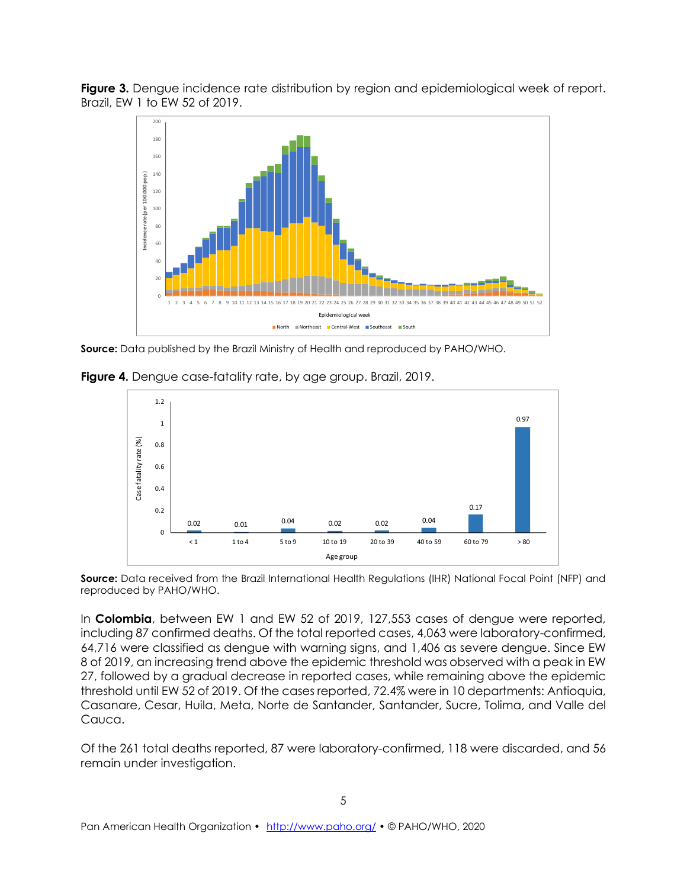**Figure 3.** Dengue incidence rate distribution by region and epidemiological week of report. Brazil, EW 1 to EW 52 of 2019.

200
180
160
140
120
100
80
60
40
20
0

Incidence rate (per 100,000 pop.)

1 2 3 4 5 6 7 8 9 10 11 12 13 14 15 16 17 18 19 20 21 22 23 24 25 26 27 28 29 30 31 32 33 34 35 36 37 38 39 40 41 42 43 44 45 46 47 48 49 50 51 52

Epidemiological week

North Northeast Central-West Southeast South

**Source:** Data published by the Brazil Ministry of Health and reproduced by PAHO/WHO.

**Figure 4.** Dengue case-fatality rate, by age group. Brazil, 2019.

1.2
1
0.8
0.6
0.4
0.2
0

Case fatality rate (%)

0.02 0.01 0.04 0.02 0.02 0.04 0.17 0.97

< 1 1 to 4 5 to 9 10 to 19 20 to 39 40 to 59 60 to 79 > 80

Age group

**Source:** Data received from the Brazil International Health Regulations (IHR) National Focal Point (NFP) and reproduced by PAHO/WHO.

In **Colombia**, between EW 1 and EW 52 of 2019, 127,553 cases of dengue were reported, including 87 confirmed deaths. Of the total reported cases, 4,063 were laboratory-confirmed, 64,716 were classified as dengue with warning signs, and 1,406 as severe dengue. Since EW 8 of 2019, an increasing trend above the epidemic threshold was observed with a peak in EW 27, followed by a gradual decrease in reported cases, while remaining above the epidemic threshold until EW 52 of 2019. Of the cases reported, 72.4% were in 10 departments: Antioquia, Casanare, Cesar, Huila, Meta, Norte de Santander, Santander, Sucre, Tolima, and Valle del Cauca.

Of the 261 total deaths reported, 87 were laboratory-confirmed, 118 were discarded, and 56 remain under investigation.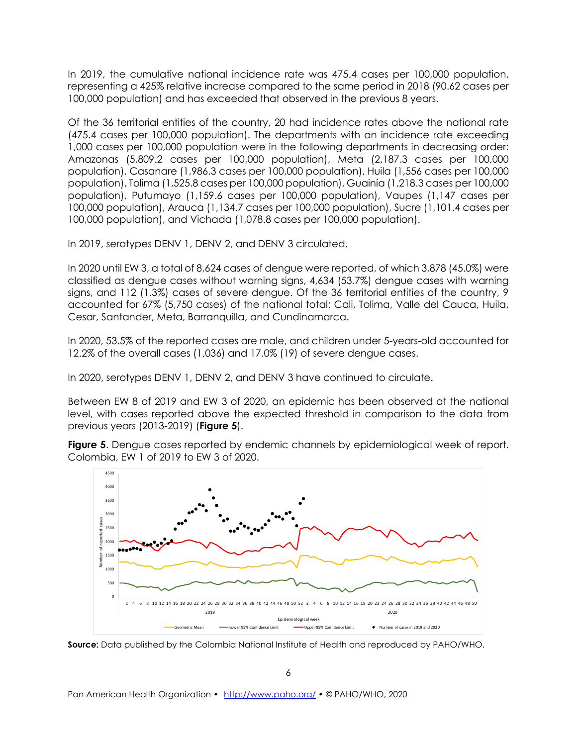In 2019, the cumulative national incidence rate was 475.4 cases per 100,000 population, representing a 425% relative increase compared to the same period in 2018 (90.62 cases per 100,000 population) and has exceeded that observed in the previous 8 years.

Of the 36 territorial entities of the country, 20 had incidence rates above the national rate (475.4 cases per 100,000 population). The departments with an incidence rate exceeding 1,000 cases per 100,000 population were in the following departments in decreasing order: Amazonas (5,809.2 cases per 100,000 population), Meta (2,187.3 cases per 100,000 population), Casanare (1,986.3 cases per 100,000 population), Huila (1,556 cases per 100,000 population), Tolima (1,525.8 cases per 100,000 population), Guainía (1,218.3 cases per 100,000 population), Putumayo (1,159.6 cases per 100,000 population), Vaupes (1,147 cases per 100,000 population), Arauca (1,134.7 cases per 100,000 population), Sucre (1,101.4 cases per 100,000 population), and Vichada (1,078.8 cases per 100,000 population).

In 2019, serotypes DENV 1, DENV 2, and DENV 3 circulated.

In 2020 until EW 3, a total of 8,624 cases of dengue were reported, of which 3,878 (45.0%) were classified as dengue cases without warning signs, 4,634 (53.7%) dengue cases with warning signs, and 112 (1.3%) cases of severe dengue. Of the 36 territorial entities of the country, 9 accounted for 67% (5,750 cases) of the national total: Cali, Tolima, Valle del Cauca, Huila, Cesar, Santander, Meta, Barranquilla, and Cundinamarca.

In 2020, 53.5% of the reported cases are male, and children under 5-years-old accounted for 12.2% of the overall cases (1,036) and 17.0% (19) of severe dengue cases.

In 2020, serotypes DENV 1, DENV 2, and DENV 3 have continued to circulate.

Between EW 8 of 2019 and EW 3 of 2020, an epidemic has been observed at the national level, with cases reported above the expected threshold in comparison to the data from previous years (2013-2019) (**Figure 5**).

**Figure 5**. Dengue cases reported by endemic channels by epidemiological week of report. Colombia, EW 1 of 2019 to EW 3 of 2020.

4500
4000
3500
3000
2500
2000
1500
1000
500
0

Number of reported cases

2 4 6 8 10 12 14 16 18 20 22 24 26 28 30 32 34 36 38 40 42 44 46 48 50 52 2 4 6 8 10 12 14 16 18 20 22 24 26 28 30 32 34 36 38 40 42 44 46 48 50

2019 2020

Epidemiological week

Geometric Mean
Lower 95% Confidence Limit
Upper 95% Confidence Limit
Number of cases in 2019 and 2020

**Source:** Data published by the Colombia National Institute of Health and reproduced by PAHO/WHO.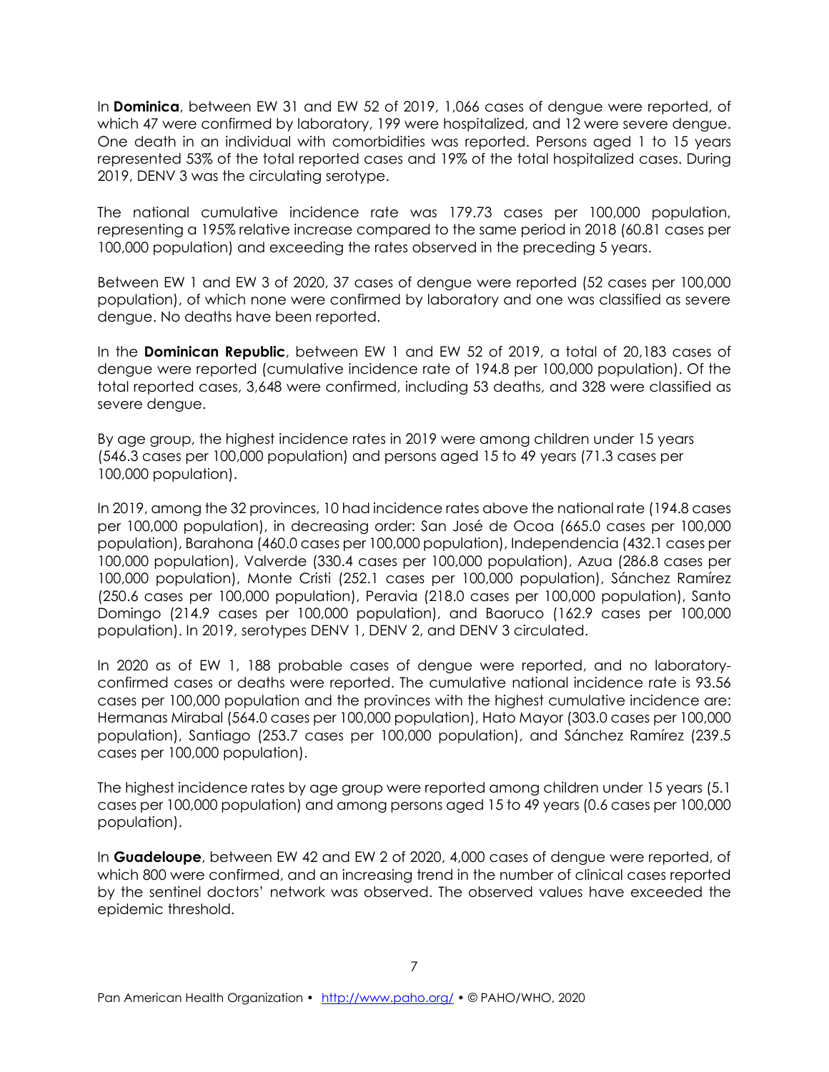In **Dominica**, between EW 31 and EW 52 of 2019, 1,066 cases of dengue were reported, of which 47 were confirmed by laboratory, 199 were hospitalized, and 12 were severe dengue. One death in an individual with comorbidities was reported. Persons aged 1 to 15 years represented 53% of the total reported cases and 19% of the total hospitalized cases. During 2019, DENV 3 was the circulating serotype.

The national cumulative incidence rate was 179.73 cases per 100,000 population, representing a 195% relative increase compared to the same period in 2018 (60.81 cases per 100,000 population) and exceeding the rates observed in the preceding 5 years.

Between EW 1 and EW 3 of 2020, 37 cases of dengue were reported (52 cases per 100,000 population), of which none were confirmed by laboratory and one was classified as severe dengue. No deaths have been reported.

In the **Dominican Republic**, between EW 1 and EW 52 of 2019, a total of 20,183 cases of dengue were reported (cumulative incidence rate of 194.8 per 100,000 population). Of the total reported cases, 3,648 were confirmed, including 53 deaths, and 328 were classified as severe dengue.

By age group, the highest incidence rates in 2019 were among children under 15 years (546.3 cases per 100,000 population) and persons aged 15 to 49 years (71.3 cases per 100,000 population).

In 2019, among the 32 provinces, 10 had incidence rates above the national rate (194.8 cases per 100,000 population), in decreasing order: San José de Ocoa (665.0 cases per 100,000 population), Barahona (460.0 cases per 100,000 population), Independencia (432.1 cases per 100,000 population), Valverde (330.4 cases per 100,000 population), Azua (286.8 cases per 100,000 population), Monte Cristi (252.1 cases per 100,000 population), Sánchez Ramírez (250.6 cases per 100,000 population), Peravia (218.0 cases per 100,000 population), Santo Domingo (214.9 cases per 100,000 population), and Baoruco (162.9 cases per 100,000 population). In 2019, serotypes DENV 1, DENV 2, and DENV 3 circulated.

In 2020 as of EW 1, 188 probable cases of dengue were reported, and no laboratory-confirmed cases or deaths were reported. The cumulative national incidence rate is 93.56 cases per 100,000 population and the provinces with the highest cumulative incidence are: Hermanas Mirabal (564.0 cases per 100,000 population), Hato Mayor (303.0 cases per 100,000 population), Santiago (253.7 cases per 100,000 population), and Sánchez Ramírez (239.5 cases per 100,000 population).

The highest incidence rates by age group were reported among children under 15 years (5.1 cases per 100,000 population) and among persons aged 15 to 49 years (0.6 cases per 100,000 population).

In **Guadeloupe**, between EW 42 and EW 2 of 2020, 4,000 cases of dengue were reported, of which 800 were confirmed, and an increasing trend in the number of clinical cases reported by the sentinel doctors' network was observed. The observed values have exceeded the epidemic threshold.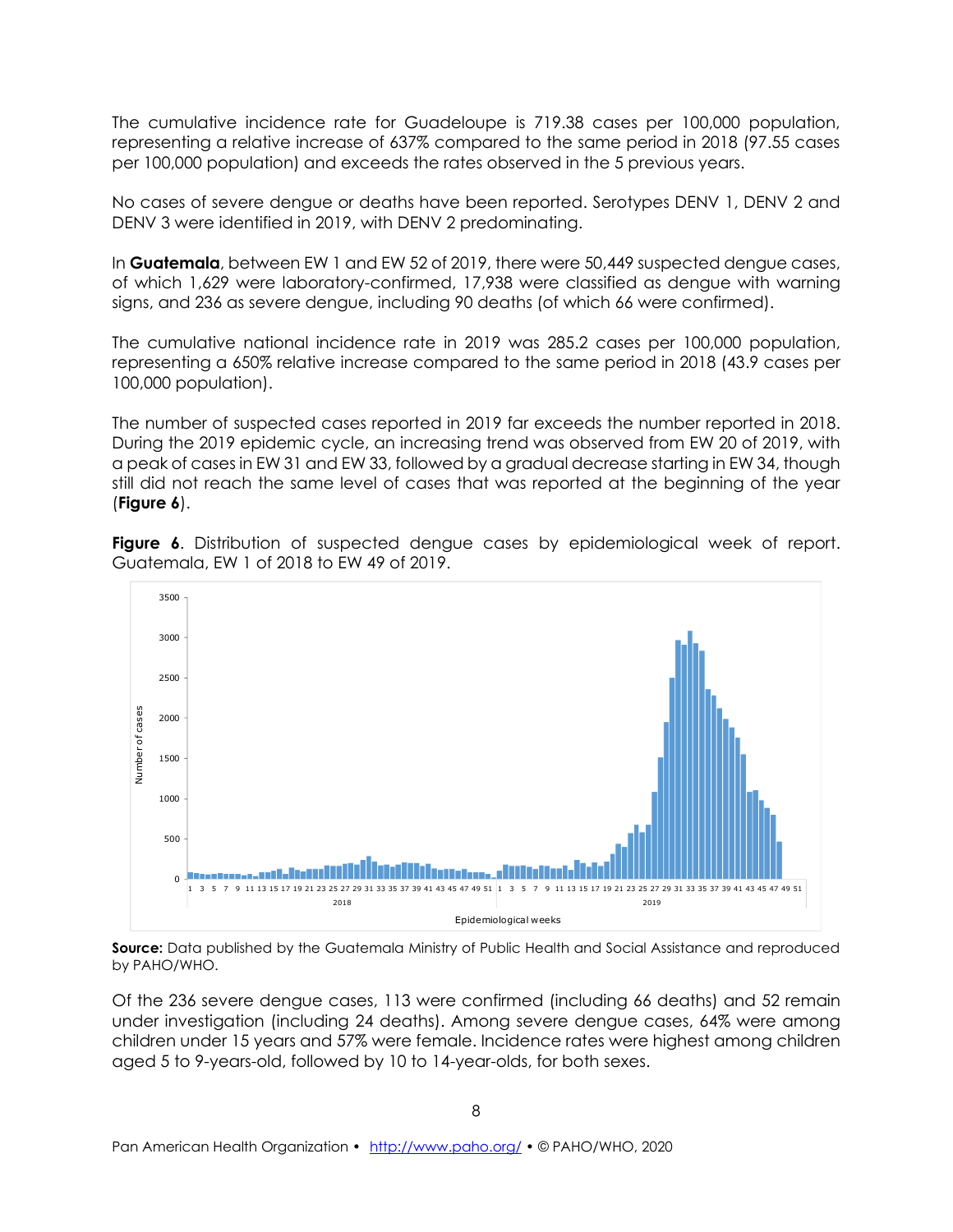The cumulative incidence rate for Guadeloupe is 719.38 cases per 100,000 population, representing a relative increase of 637% compared to the same period in 2018 (97.55 cases per 100,000 population) and exceeds the rates observed in the 5 previous years.

No cases of severe dengue or deaths have been reported. Serotypes DENV 1, DENV 2 and DENV 3 were identified in 2019, with DENV 2 predominating.

In **Guatemala**, between EW 1 and EW 52 of 2019, there were 50,449 suspected dengue cases, of which 1,629 were laboratory-confirmed, 17,938 were classified as dengue with warning signs, and 236 as severe dengue, including 90 deaths (of which 66 were confirmed).

The cumulative national incidence rate in 2019 was 285.2 cases per 100,000 population, representing a 650% relative increase compared to the same period in 2018 (43.9 cases per 100,000 population).

The number of suspected cases reported in 2019 far exceeds the number reported in 2018. During the 2019 epidemic cycle, an increasing trend was observed from EW 20 of 2019, with a peak of cases in EW 31 and EW 33, followed by a gradual decrease starting in EW 34, though still did not reach the same level of cases that was reported at the beginning of the year (**Figure 6**).

**Figure 6**. Distribution of suspected dengue cases by epidemiological week of report. Guatemala, EW 1 of 2018 to EW 49 of 2019.

**Source:** Data published by the Guatemala Ministry of Public Health and Social Assistance and reproduced by PAHO/WHO.

Of the 236 severe dengue cases, 113 were confirmed (including 66 deaths) and 52 remain under investigation (including 24 deaths). Among severe dengue cases, 64% were among children under 15 years and 57% were female. Incidence rates were highest among children aged 5 to 9-years-old, followed by 10 to 14-year-olds, for both sexes.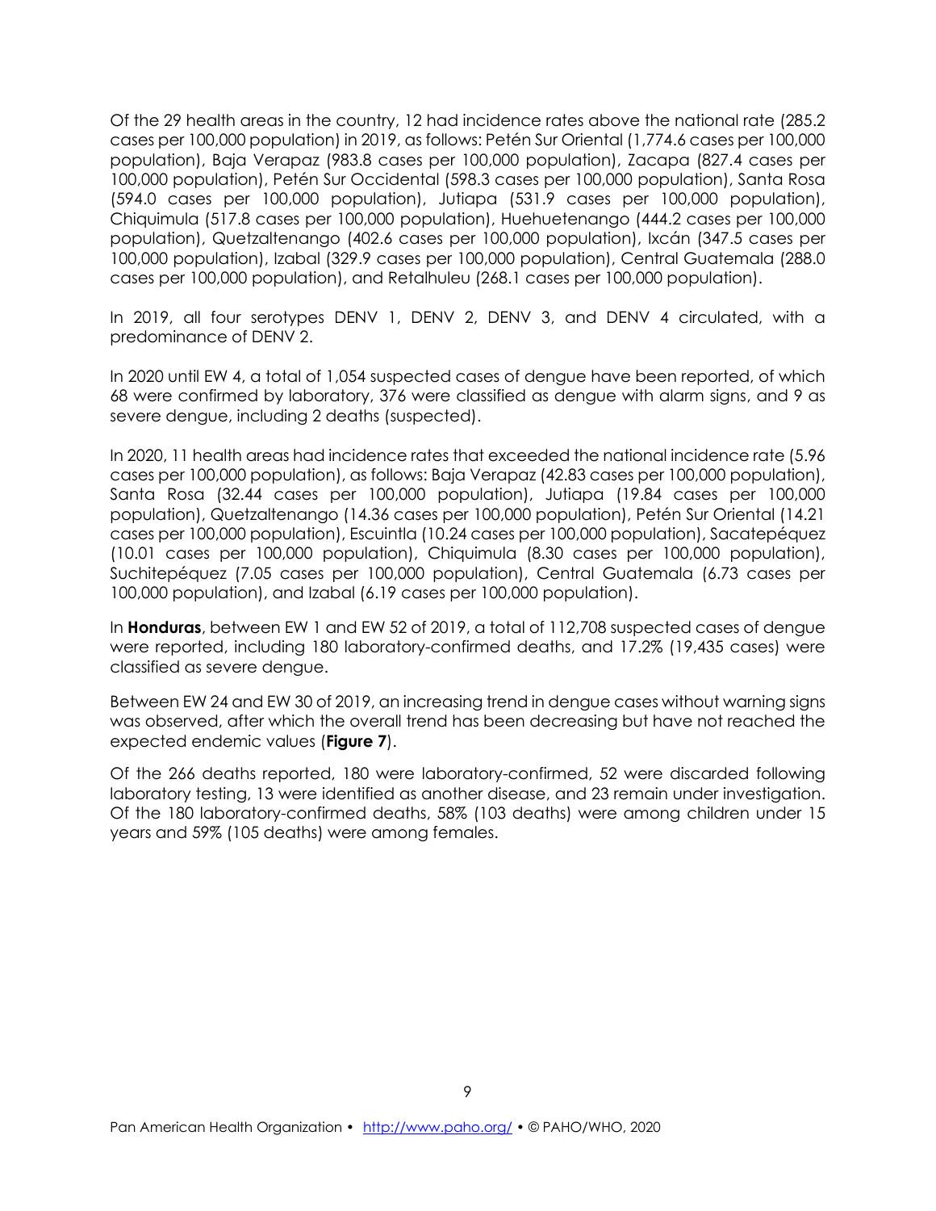Of the 29 health areas in the country, 12 had incidence rates above the national rate (285.2 cases per 100,000 population) in 2019, as follows: Petén Sur Oriental (1,774.6 cases per 100,000 population), Baja Verapaz (983.8 cases per 100,000 population), Zacapa (827.4 cases per 100,000 population), Petén Sur Occidental (598.3 cases per 100,000 population), Santa Rosa (594.0 cases per 100,000 population), Jutiapa (531.9 cases per 100,000 population), Chiquimula (517.8 cases per 100,000 population), Huehuetenango (444.2 cases per 100,000 population), Quetzaltenango (402.6 cases per 100,000 population), Ixcán (347.5 cases per 100,000 population), Izabal (329.9 cases per 100,000 population), Central Guatemala (288.0 cases per 100,000 population), and Retalhuleu (268.1 cases per 100,000 population).

In 2019, all four serotypes DENV 1, DENV 2, DENV 3, and DENV 4 circulated, with a predominance of DENV 2.

In 2020 until EW 4, a total of 1,054 suspected cases of dengue have been reported, of which 68 were confirmed by laboratory, 376 were classified as dengue with alarm signs, and 9 as severe dengue, including 2 deaths (suspected).

In 2020, 11 health areas had incidence rates that exceeded the national incidence rate (5.96 cases per 100,000 population), as follows: Baja Verapaz (42.83 cases per 100,000 population), Santa Rosa (32.44 cases per 100,000 population), Jutiapa (19.84 cases per 100,000 population), Quetzaltenango (14.36 cases per 100,000 population), Petén Sur Oriental (14.21 cases per 100,000 population), Escuintla (10.24 cases per 100,000 population), Sacatepéquez (10.01 cases per 100,000 population), Chiquimula (8.30 cases per 100,000 population), Suchitepéquez (7.05 cases per 100,000 population), Central Guatemala (6.73 cases per 100,000 population), and Izabal (6.19 cases per 100,000 population).

In **Honduras**, between EW 1 and EW 52 of 2019, a total of 112,708 suspected cases of dengue were reported, including 180 laboratory-confirmed deaths, and 17.2% (19,435 cases) were classified as severe dengue.

Between EW 24 and EW 30 of 2019, an increasing trend in dengue cases without warning signs was observed, after which the overall trend has been decreasing but have not reached the expected endemic values (**Figure 7**).

Of the 266 deaths reported, 180 were laboratory-confirmed, 52 were discarded following laboratory testing, 13 were identified as another disease, and 23 remain under investigation. Of the 180 laboratory-confirmed deaths, 58% (103 deaths) were among children under 15 years and 59% (105 deaths) were among females.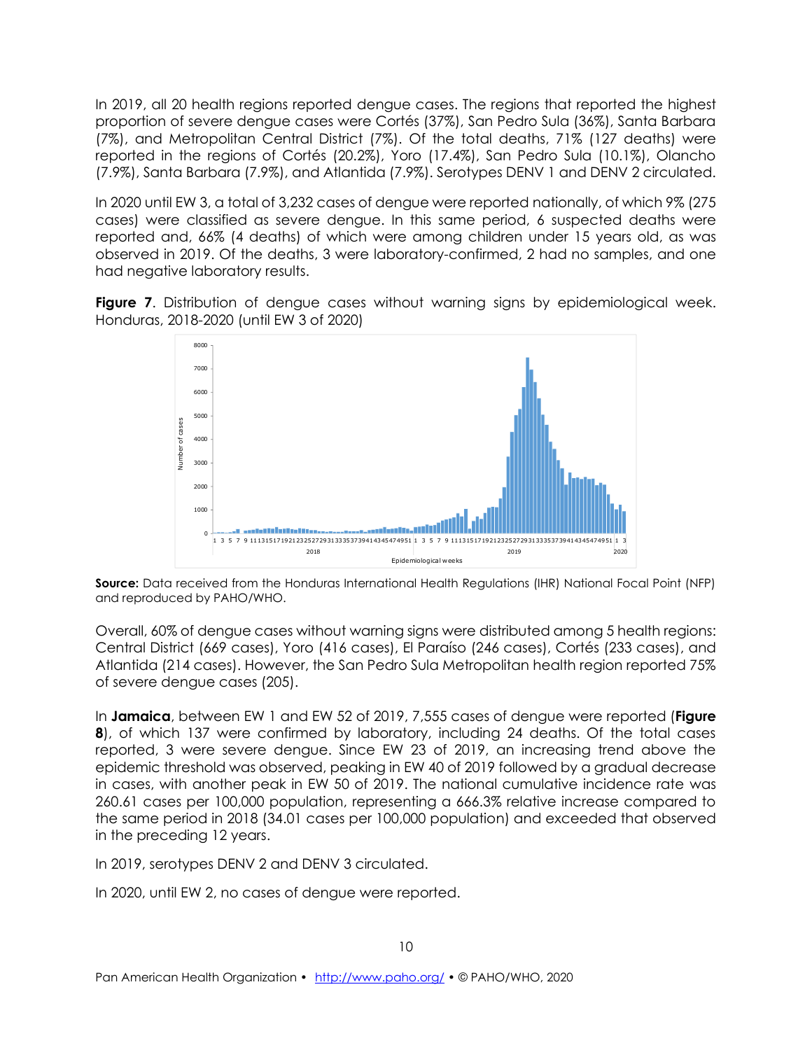In 2019, all 20 health regions reported dengue cases. The regions that reported the highest proportion of severe dengue cases were Cortés (37%), San Pedro Sula (36%), Santa Barbara (7%), and Metropolitan Central District (7%). Of the total deaths, 71% (127 deaths) were reported in the regions of Cortés (20.2%), Yoro (17.4%), San Pedro Sula (10.1%), Olancho (7.9%), Santa Barbara (7.9%), and Atlantida (7.9%). Serotypes DENV 1 and DENV 2 circulated.

In 2020 until EW 3, a total of 3,232 cases of dengue were reported nationally, of which 9% (275 cases) were classified as severe dengue. In this same period, 6 suspected deaths were reported and, 66% (4 deaths) of which were among children under 15 years old, as was observed in 2019. Of the deaths, 3 were laboratory-confirmed, 2 had no samples, and one had negative laboratory results.

**Figure 7**. Distribution of dengue cases without warning signs by epidemiological week. Honduras, 2018-2020 (until EW 3 of 2020)

Number of cases
8000
7000
6000
5000
4000
3000
2000
1000
0
1 3 5 7 9 11131517192123252729313335373941434547495 1 1 3 5 7 9 11131517192123252729313335373941434547495 1 1 3
2018
2019
2020
Epidemiological weeks

**Source:** Data received from the Honduras International Health Regulations (IHR) National Focal Point (NFP) and reproduced by PAHO/WHO.

Overall, 60% of dengue cases without warning signs were distributed among 5 health regions: Central District (669 cases), Yoro (416 cases), El Paraíso (246 cases), Cortés (233 cases), and Atlantida (214 cases). However, the San Pedro Sula Metropolitan health region reported 75% of severe dengue cases (205).

In **Jamaica**, between EW 1 and EW 52 of 2019, 7,555 cases of dengue were reported (**Figure 8**), of which 137 were confirmed by laboratory, including 24 deaths. Of the total cases reported, 3 were severe dengue. Since EW 23 of 2019, an increasing trend above the epidemic threshold was observed, peaking in EW 40 of 2019 followed by a gradual decrease in cases, with another peak in EW 50 of 2019. The national cumulative incidence rate was 260.61 cases per 100,000 population, representing a 666.3% relative increase compared to the same period in 2018 (34.01 cases per 100,000 population) and exceeded that observed in the preceding 12 years.

In 2019, serotypes DENV 2 and DENV 3 circulated.

In 2020, until EW 2, no cases of dengue were reported.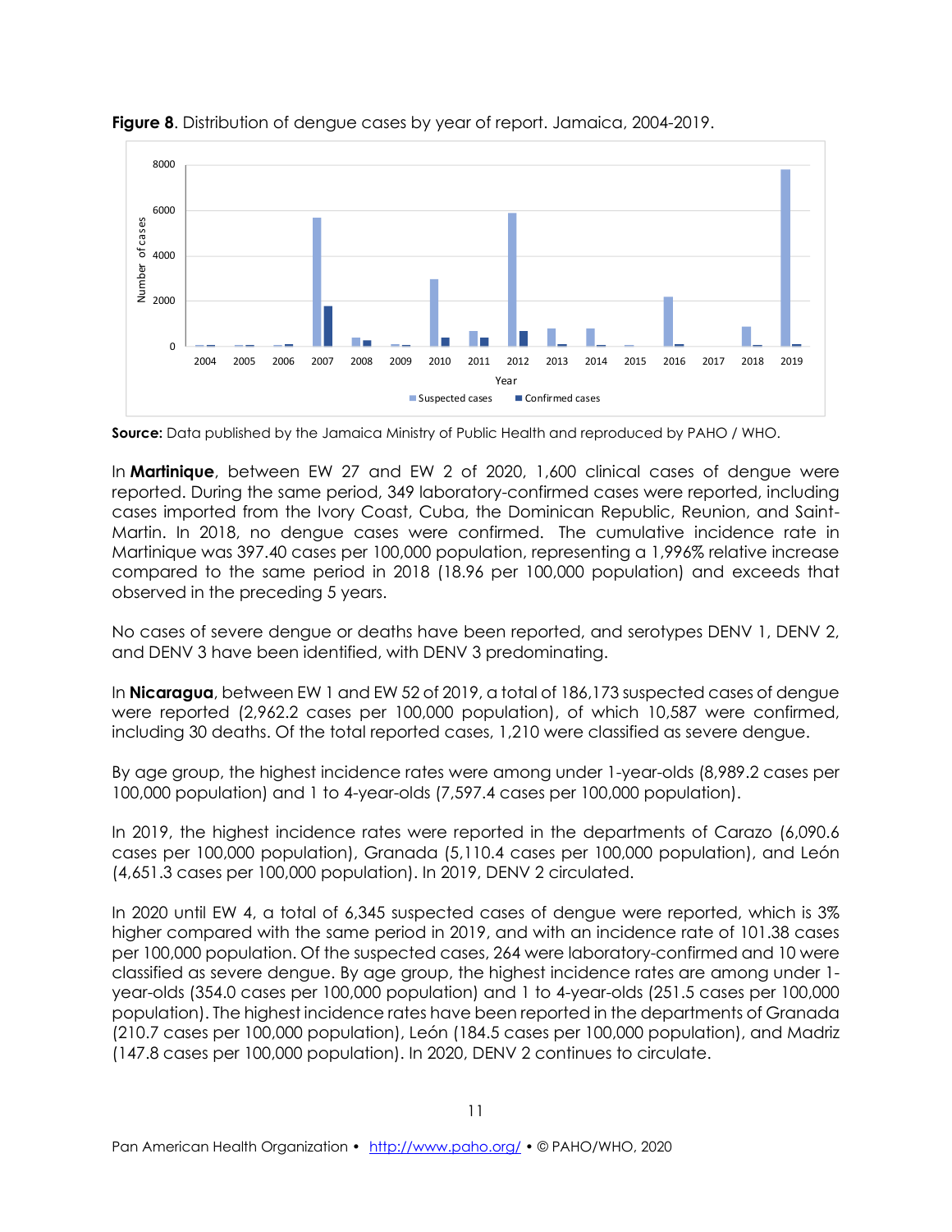**Figure 8**. Distribution of dengue cases by year of report. Jamaica, 2004-2019.

8000
6000
4000
2000
0
Number of cases
2004 2005 2006 2007 2008 2009 2010 2011 2012 2013 2014 2015 2016 2017 2018 2019
Year
Suspected cases Confirmed cases

**Source:** Data published by the Jamaica Ministry of Public Health and reproduced by PAHO / WHO.

In **Martinique**, between EW 27 and EW 2 of 2020, 1,600 clinical cases of dengue were reported. During the same period, 349 laboratory-confirmed cases were reported, including cases imported from the Ivory Coast, Cuba, the Dominican Republic, Reunion, and Saint-Martin. In 2018, no dengue cases were confirmed. The cumulative incidence rate in Martinique was 397.40 cases per 100,000 population, representing a 1,996% relative increase compared to the same period in 2018 (18.96 per 100,000 population) and exceeds that observed in the preceding 5 years.

No cases of severe dengue or deaths have been reported, and serotypes DENV 1, DENV 2, and DENV 3 have been identified, with DENV 3 predominating.

In **Nicaragua**, between EW 1 and EW 52 of 2019, a total of 186,173 suspected cases of dengue were reported (2,962.2 cases per 100,000 population), of which 10,587 were confirmed, including 30 deaths. Of the total reported cases, 1,210 were classified as severe dengue.

By age group, the highest incidence rates were among under 1-year-olds (8,989.2 cases per 100,000 population) and 1 to 4-year-olds (7,597.4 cases per 100,000 population).

In 2019, the highest incidence rates were reported in the departments of Carazo (6,090.6 cases per 100,000 population), Granada (5,110.4 cases per 100,000 population), and León (4,651.3 cases per 100,000 population). In 2019, DENV 2 circulated.

In 2020 until EW 4, a total of 6,345 suspected cases of dengue were reported, which is 3% higher compared with the same period in 2019, and with an incidence rate of 101.38 cases per 100,000 population. Of the suspected cases, 264 were laboratory-confirmed and 10 were classified as severe dengue. By age group, the highest incidence rates are among under 1-year-olds (354.0 cases per 100,000 population) and 1 to 4-year-olds (251.5 cases per 100,000 population). The highest incidence rates have been reported in the departments of Granada (210.7 cases per 100,000 population), León (184.5 cases per 100,000 population), and Madriz (147.8 cases per 100,000 population). In 2020, DENV 2 continues to circulate.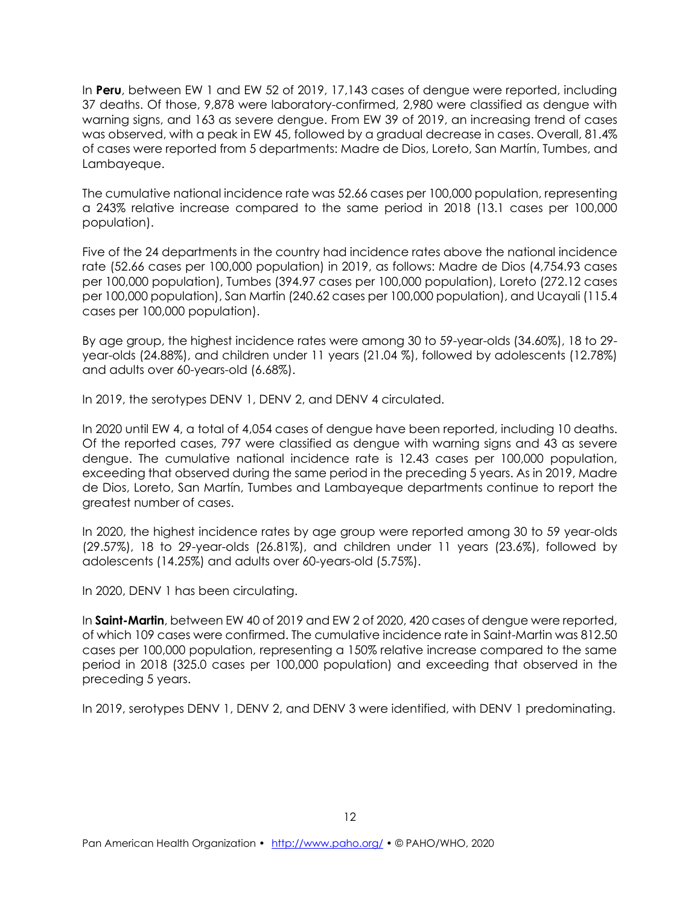In **Peru**, between EW 1 and EW 52 of 2019, 17,143 cases of dengue were reported, including 37 deaths. Of those, 9,878 were laboratory-confirmed, 2,980 were classified as dengue with warning signs, and 163 as severe dengue. From EW 39 of 2019, an increasing trend of cases was observed, with a peak in EW 45, followed by a gradual decrease in cases. Overall, 81.4% of cases were reported from 5 departments: Madre de Dios, Loreto, San Martín, Tumbes, and Lambayeque.

The cumulative national incidence rate was 52.66 cases per 100,000 population, representing a 243% relative increase compared to the same period in 2018 (13.1 cases per 100,000 population).

Five of the 24 departments in the country had incidence rates above the national incidence rate (52.66 cases per 100,000 population) in 2019, as follows: Madre de Dios (4,754.93 cases per 100,000 population), Tumbes (394.97 cases per 100,000 population), Loreto (272.12 cases per 100,000 population), San Martin (240.62 cases per 100,000 population), and Ucayali (115.4 cases per 100,000 population).

By age group, the highest incidence rates were among 30 to 59-year-olds (34.60%), 18 to 29-year-olds (24.88%), and children under 11 years (21.04 %), followed by adolescents (12.78%) and adults over 60-years-old (6.68%).

In 2019, the serotypes DENV 1, DENV 2, and DENV 4 circulated.

In 2020 until EW 4, a total of 4,054 cases of dengue have been reported, including 10 deaths. Of the reported cases, 797 were classified as dengue with warning signs and 43 as severe dengue. The cumulative national incidence rate is 12.43 cases per 100,000 population, exceeding that observed during the same period in the preceding 5 years. As in 2019, Madre de Dios, Loreto, San Martín, Tumbes and Lambayeque departments continue to report the greatest number of cases.

In 2020, the highest incidence rates by age group were reported among 30 to 59 year-olds (29.57%), 18 to 29-year-olds (26.81%), and children under 11 years (23.6%), followed by adolescents (14.25%) and adults over 60-years-old (5.75%).

In 2020, DENV 1 has been circulating.

In **Saint-Martin**, between EW 40 of 2019 and EW 2 of 2020, 420 cases of dengue were reported, of which 109 cases were confirmed. The cumulative incidence rate in Saint-Martin was 812.50 cases per 100,000 population, representing a 150% relative increase compared to the same period in 2018 (325.0 cases per 100,000 population) and exceeding that observed in the preceding 5 years.

In 2019, serotypes DENV 1, DENV 2, and DENV 3 were identified, with DENV 1 predominating.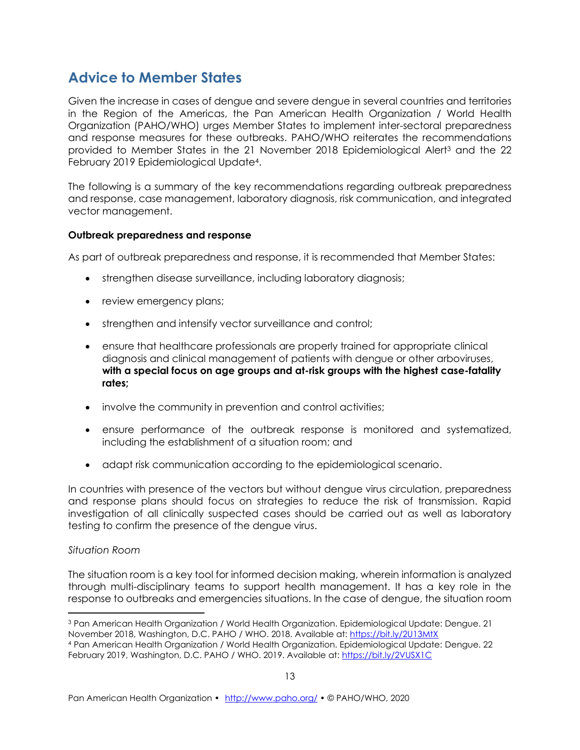## Advice to Member States

Given the increase in cases of dengue and severe dengue in several countries and territories in the Region of the Americas, the Pan American Health Organization / World Health Organization (PAHO/WHO) urges Member States to implement inter-sectoral preparedness and response measures for these outbreaks. PAHO/WHO reiterates the recommendations provided to Member States in the 21 November 2018 Epidemiological Alert[3] and the 22 February 2019 Epidemiological Update[4].

The following is a summary of the key recommendations regarding outbreak preparedness and response, case management, laboratory diagnosis, risk communication, and integrated vector management.

**Outbreak preparedness and response**

As part of outbreak preparedness and response, it is recommended that Member States:

- strengthen disease surveillance, including laboratory diagnosis;
- review emergency plans;
- strengthen and intensify vector surveillance and control;
- ensure that healthcare professionals are properly trained for appropriate clinical diagnosis and clinical management of patients with dengue or other arboviruses, **with a special focus on age groups and at-risk groups with the highest case-fatality rates;**
- involve the community in prevention and control activities;
- ensure performance of the outbreak response is monitored and systematized, including the establishment of a situation room; and
- adapt risk communication according to the epidemiological scenario.

In countries with presence of the vectors but without dengue virus circulation, preparedness and response plans should focus on strategies to reduce the risk of transmission. Rapid investigation of all clinically suspected cases should be carried out as well as laboratory testing to confirm the presence of the dengue virus.

*Situation Room*

The situation room is a key tool for informed decision making, wherein information is analyzed through multi-disciplinary teams to support health management. It has a key role in the response to outbreaks and emergencies situations. In the case of dengue, the situation room

[3] Pan American Health Organization / World Health Organization. Epidemiological Update: Dengue. 21 November 2018, Washington, D.C. PAHO / WHO. 2018. Available at: https://bit.ly/2U13MtX

[4] Pan American Health Organization / World Health Organization. Epidemiological Update: Dengue. 22 February 2019, Washington, D.C. PAHO / WHO. 2019. Available at: https://bit.ly/2VUSX1C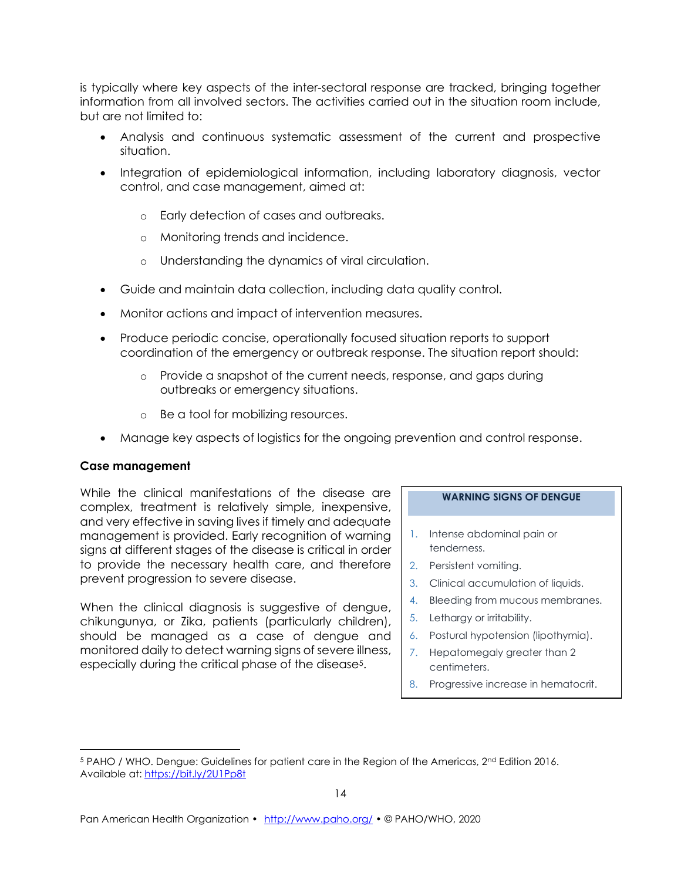is typically where key aspects of the inter-sectoral response are tracked, bringing together information from all involved sectors. The activities carried out in the situation room include, but are not limited to:

- Analysis and continuous systematic assessment of the current and prospective situation.
- Integration of epidemiological information, including laboratory diagnosis, vector control, and case management, aimed at:
  - Early detection of cases and outbreaks.
  - Monitoring trends and incidence.
  - Understanding the dynamics of viral circulation.
- Guide and maintain data collection, including data quality control.
- Monitor actions and impact of intervention measures.
- Produce periodic concise, operationally focused situation reports to support coordination of the emergency or outbreak response. The situation report should:
  - Provide a snapshot of the current needs, response, and gaps during outbreaks or emergency situations.
  - Be a tool for mobilizing resources.
- Manage key aspects of logistics for the ongoing prevention and control response.

**Case management**

While the clinical manifestations of the disease are complex, treatment is relatively simple, inexpensive, and very effective in saving lives if timely and adequate management is provided. Early recognition of warning signs at different stages of the disease is critical in order to provide the necessary health care, and therefore prevent progression to severe disease.

When the clinical diagnosis is suggestive of dengue, chikungunya, or Zika, patients (particularly children), should be managed as a case of dengue and monitored daily to detect warning signs of severe illness, especially during the critical phase of the disease[5].

**WARNING SIGNS OF DENGUE**

1. Intense abdominal pain or tenderness.
2. Persistent vomiting.
3. Clinical accumulation of liquids.
4. Bleeding from mucous membranes.
5. Lethargy or irritability.
6. Postural hypotension (lipothymia).
7. Hepatomegaly greater than 2 centimeters.
8. Progressive increase in hematocrit.

---

[5] PAHO / WHO. Dengue: Guidelines for patient care in the Region of the Americas, 2nd Edition 2016. Available at: https://bit.ly/2U1Pp8t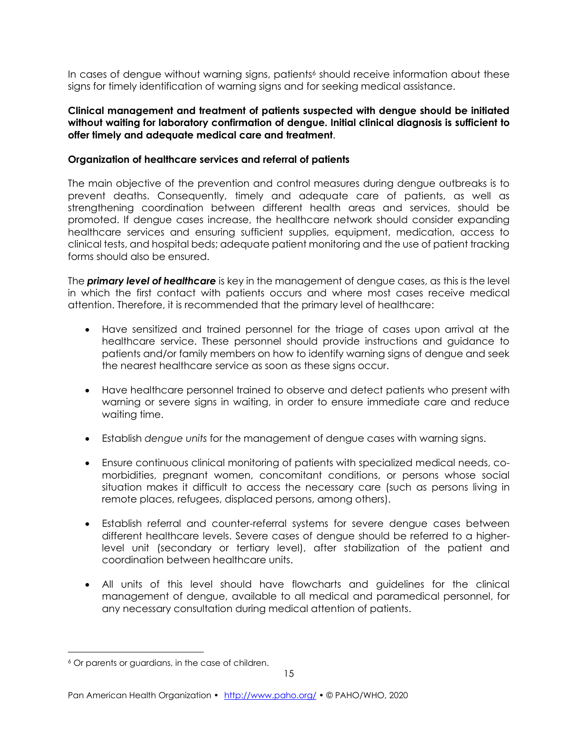In cases of dengue without warning signs, patients[6] should receive information about these signs for timely identification of warning signs and for seeking medical assistance.

**Clinical management and treatment of patients suspected with dengue should be initiated without waiting for laboratory confirmation of dengue. Initial clinical diagnosis is sufficient to offer timely and adequate medical care and treatment**.

**Organization of healthcare services and referral of patients**

The main objective of the prevention and control measures during dengue outbreaks is to prevent deaths. Consequently, timely and adequate care of patients, as well as strengthening coordination between different health areas and services, should be promoted. If dengue cases increase, the healthcare network should consider expanding healthcare services and ensuring sufficient supplies, equipment, medication, access to clinical tests, and hospital beds; adequate patient monitoring and the use of patient tracking forms should also be ensured.

The ***primary level of healthcare*** is key in the management of dengue cases, as this is the level in which the first contact with patients occurs and where most cases receive medical attention. Therefore, it is recommended that the primary level of healthcare:

- Have sensitized and trained personnel for the triage of cases upon arrival at the healthcare service. These personnel should provide instructions and guidance to patients and/or family members on how to identify warning signs of dengue and seek the nearest healthcare service as soon as these signs occur.

- Have healthcare personnel trained to observe and detect patients who present with warning or severe signs in waiting, in order to ensure immediate care and reduce waiting time.

- Establish *dengue units* for the management of dengue cases with warning signs.

- Ensure continuous clinical monitoring of patients with specialized medical needs, co-morbidities, pregnant women, concomitant conditions, or persons whose social situation makes it difficult to access the necessary care (such as persons living in remote places, refugees, displaced persons, among others).

- Establish referral and counter-referral systems for severe dengue cases between different healthcare levels. Severe cases of dengue should be referred to a higher-level unit (secondary or tertiary level), after stabilization of the patient and coordination between healthcare units.

- All units of this level should have flowcharts and guidelines for the clinical management of dengue, available to all medical and paramedical personnel, for any necessary consultation during medical attention of patients.

[6] Or parents or guardians, in the case of children.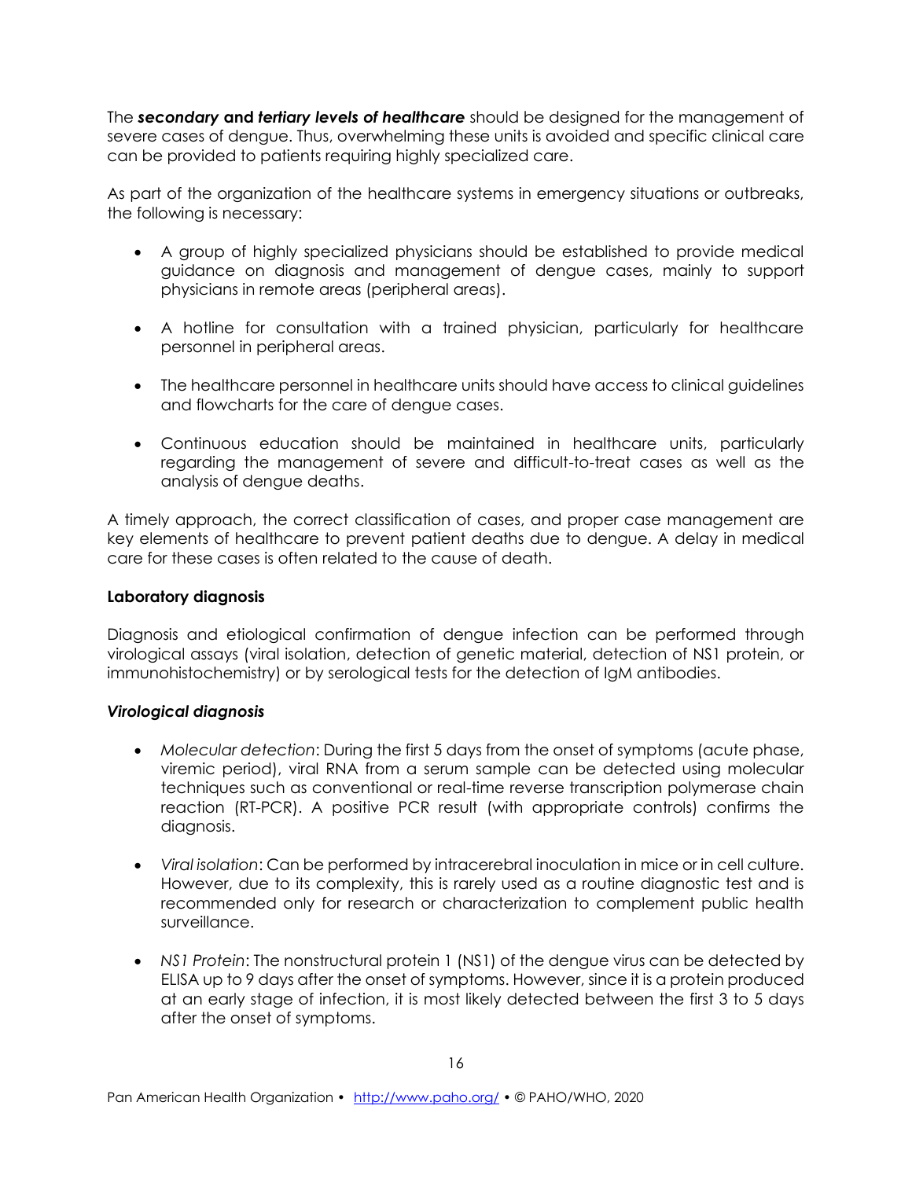The ***secondary* and *tertiary levels of healthcare*** should be designed for the management of severe cases of dengue. Thus, overwhelming these units is avoided and specific clinical care can be provided to patients requiring highly specialized care.

As part of the organization of the healthcare systems in emergency situations or outbreaks, the following is necessary:

- A group of highly specialized physicians should be established to provide medical guidance on diagnosis and management of dengue cases, mainly to support physicians in remote areas (peripheral areas).
- A hotline for consultation with a trained physician, particularly for healthcare personnel in peripheral areas.
- The healthcare personnel in healthcare units should have access to clinical guidelines and flowcharts for the care of dengue cases.
- Continuous education should be maintained in healthcare units, particularly regarding the management of severe and difficult-to-treat cases as well as the analysis of dengue deaths.

A timely approach, the correct classification of cases, and proper case management are key elements of healthcare to prevent patient deaths due to dengue. A delay in medical care for these cases is often related to the cause of death.

**Laboratory diagnosis**

Diagnosis and etiological confirmation of dengue infection can be performed through virological assays (viral isolation, detection of genetic material, detection of NS1 protein, or immunohistochemistry) or by serological tests for the detection of IgM antibodies.

***Virological diagnosis***

- *Molecular detection*: During the first 5 days from the onset of symptoms (acute phase, viremic period), viral RNA from a serum sample can be detected using molecular techniques such as conventional or real-time reverse transcription polymerase chain reaction (RT-PCR). A positive PCR result (with appropriate controls) confirms the diagnosis.
- *Viral isolation*: Can be performed by intracerebral inoculation in mice or in cell culture. However, due to its complexity, this is rarely used as a routine diagnostic test and is recommended only for research or characterization to complement public health surveillance.
- *NS1 Protein*: The nonstructural protein 1 (NS1) of the dengue virus can be detected by ELISA up to 9 days after the onset of symptoms. However, since it is a protein produced at an early stage of infection, it is most likely detected between the first 3 to 5 days after the onset of symptoms.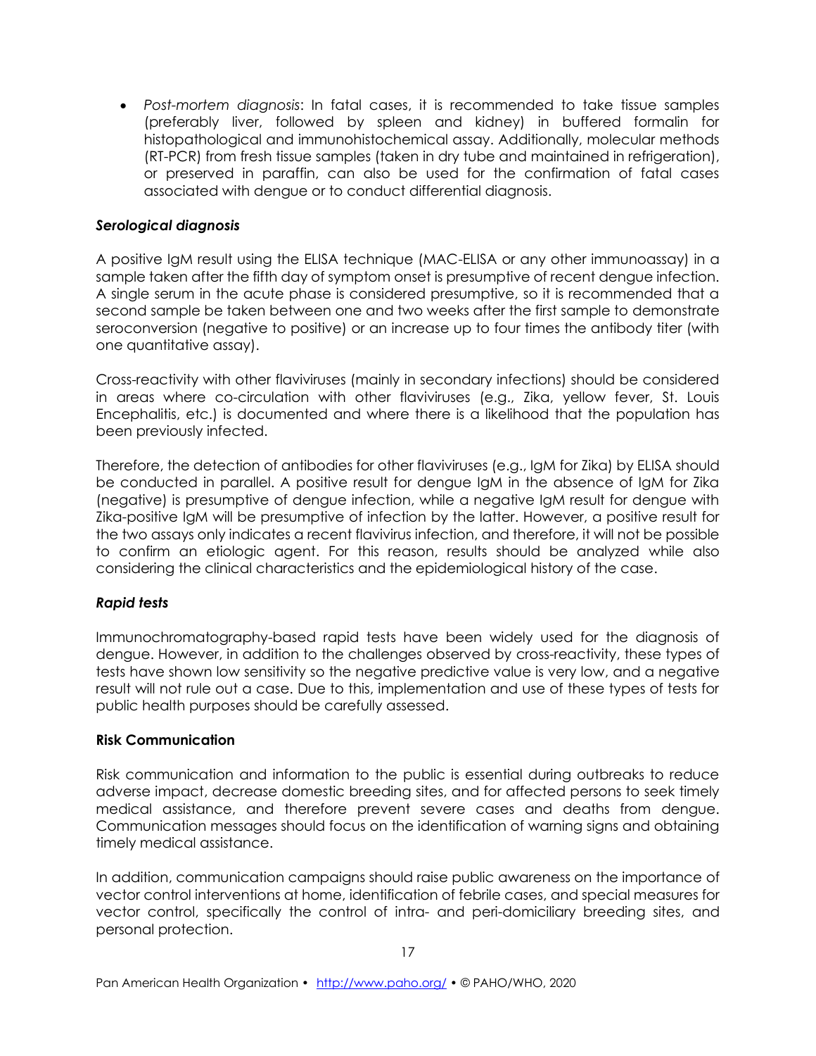- *Post-mortem diagnosis*: In fatal cases, it is recommended to take tissue samples (preferably liver, followed by spleen and kidney) in buffered formalin for histopathological and immunohistochemical assay. Additionally, molecular methods (RT-PCR) from fresh tissue samples (taken in dry tube and maintained in refrigeration), or preserved in paraffin, can also be used for the confirmation of fatal cases associated with dengue or to conduct differential diagnosis.

### *Serological diagnosis*

A positive IgM result using the ELISA technique (MAC-ELISA or any other immunoassay) in a sample taken after the fifth day of symptom onset is presumptive of recent dengue infection. A single serum in the acute phase is considered presumptive, so it is recommended that a second sample be taken between one and two weeks after the first sample to demonstrate seroconversion (negative to positive) or an increase up to four times the antibody titer (with one quantitative assay).

Cross-reactivity with other flaviviruses (mainly in secondary infections) should be considered in areas where co-circulation with other flaviviruses (e.g., Zika, yellow fever, St. Louis Encephalitis, etc.) is documented and where there is a likelihood that the population has been previously infected.

Therefore, the detection of antibodies for other flaviviruses (e.g., IgM for Zika) by ELISA should be conducted in parallel. A positive result for dengue IgM in the absence of IgM for Zika (negative) is presumptive of dengue infection, while a negative IgM result for dengue with Zika-positive IgM will be presumptive of infection by the latter. However, a positive result for the two assays only indicates a recent flavivirus infection, and therefore, it will not be possible to confirm an etiologic agent. For this reason, results should be analyzed while also considering the clinical characteristics and the epidemiological history of the case.

### *Rapid tests*

Immunochromatography-based rapid tests have been widely used for the diagnosis of dengue. However, in addition to the challenges observed by cross-reactivity, these types of tests have shown low sensitivity so the negative predictive value is very low, and a negative result will not rule out a case. Due to this, implementation and use of these types of tests for public health purposes should be carefully assessed.

## Risk Communication

Risk communication and information to the public is essential during outbreaks to reduce adverse impact, decrease domestic breeding sites, and for affected persons to seek timely medical assistance, and therefore prevent severe cases and deaths from dengue. Communication messages should focus on the identification of warning signs and obtaining timely medical assistance.

In addition, communication campaigns should raise public awareness on the importance of vector control interventions at home, identification of febrile cases, and special measures for vector control, specifically the control of intra- and peri-domiciliary breeding sites, and personal protection.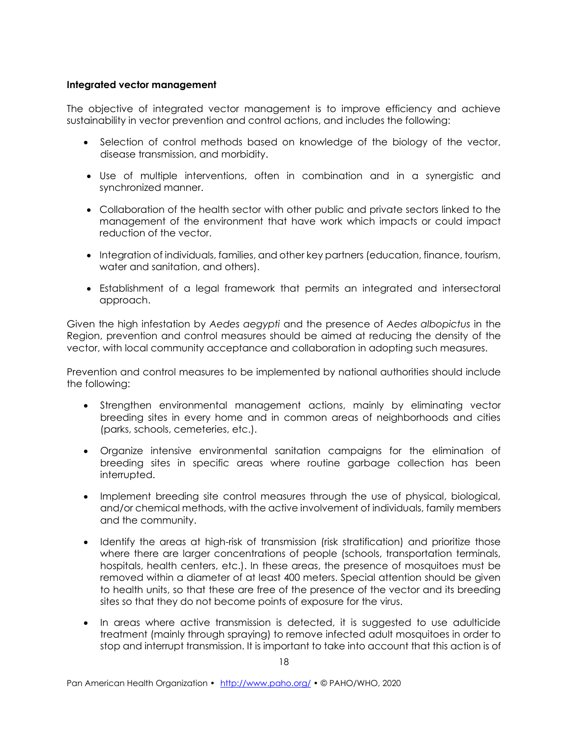**Integrated vector management**

The objective of integrated vector management is to improve efficiency and achieve sustainability in vector prevention and control actions, and includes the following:

- Selection of control methods based on knowledge of the biology of the vector, disease transmission, and morbidity.
- Use of multiple interventions, often in combination and in a synergistic and synchronized manner.
- Collaboration of the health sector with other public and private sectors linked to the management of the environment that have work which impacts or could impact reduction of the vector.
- Integration of individuals, families, and other key partners (education, finance, tourism, water and sanitation, and others).
- Establishment of a legal framework that permits an integrated and intersectoral approach.

Given the high infestation by *Aedes aegypti* and the presence of *Aedes albopictus* in the Region, prevention and control measures should be aimed at reducing the density of the vector, with local community acceptance and collaboration in adopting such measures.

Prevention and control measures to be implemented by national authorities should include the following:

- Strengthen environmental management actions, mainly by eliminating vector breeding sites in every home and in common areas of neighborhoods and cities (parks, schools, cemeteries, etc.).
- Organize intensive environmental sanitation campaigns for the elimination of breeding sites in specific areas where routine garbage collection has been interrupted.
- Implement breeding site control measures through the use of physical, biological, and/or chemical methods, with the active involvement of individuals, family members and the community.
- Identify the areas at high-risk of transmission (risk stratification) and prioritize those where there are larger concentrations of people (schools, transportation terminals, hospitals, health centers, etc.). In these areas, the presence of mosquitoes must be removed within a diameter of at least 400 meters. Special attention should be given to health units, so that these are free of the presence of the vector and its breeding sites so that they do not become points of exposure for the virus.
- In areas where active transmission is detected, it is suggested to use adulticide treatment (mainly through spraying) to remove infected adult mosquitoes in order to stop and interrupt transmission. It is important to take into account that this action is of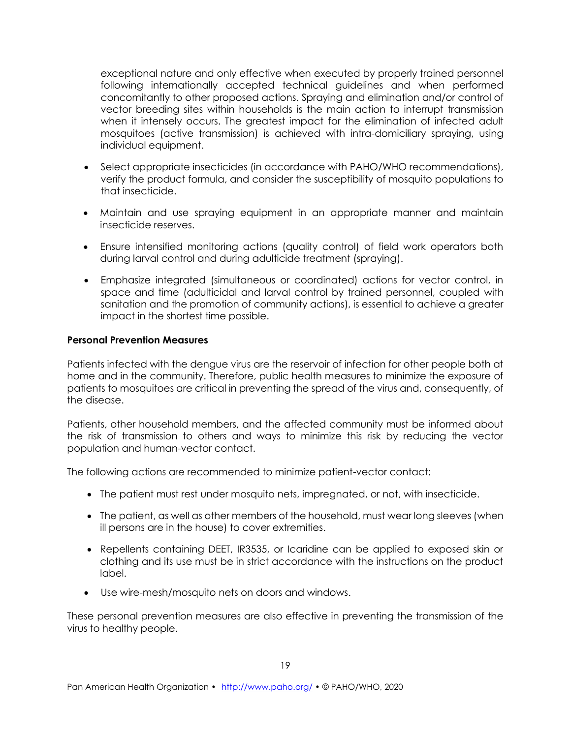exceptional nature and only effective when executed by properly trained personnel following internationally accepted technical guidelines and when performed concomitantly to other proposed actions. Spraying and elimination and/or control of vector breeding sites within households is the main action to interrupt transmission when it intensely occurs. The greatest impact for the elimination of infected adult mosquitoes (active transmission) is achieved with intra-domiciliary spraying, using individual equipment.

- Select appropriate insecticides (in accordance with PAHO/WHO recommendations), verify the product formula, and consider the susceptibility of mosquito populations to that insecticide.
- Maintain and use spraying equipment in an appropriate manner and maintain insecticide reserves.
- Ensure intensified monitoring actions (quality control) of field work operators both during larval control and during adulticide treatment (spraying).
- Emphasize integrated (simultaneous or coordinated) actions for vector control, in space and time (adulticidal and larval control by trained personnel, coupled with sanitation and the promotion of community actions), is essential to achieve a greater impact in the shortest time possible.

**Personal Prevention Measures**

Patients infected with the dengue virus are the reservoir of infection for other people both at home and in the community. Therefore, public health measures to minimize the exposure of patients to mosquitoes are critical in preventing the spread of the virus and, consequently, of the disease.

Patients, other household members, and the affected community must be informed about the risk of transmission to others and ways to minimize this risk by reducing the vector population and human-vector contact.

The following actions are recommended to minimize patient-vector contact:

- The patient must rest under mosquito nets, impregnated, or not, with insecticide.
- The patient, as well as other members of the household, must wear long sleeves (when ill persons are in the house) to cover extremities.
- Repellents containing DEET, IR3535, or Icaridine can be applied to exposed skin or clothing and its use must be in strict accordance with the instructions on the product label.
- Use wire-mesh/mosquito nets on doors and windows.

These personal prevention measures are also effective in preventing the transmission of the virus to healthy people.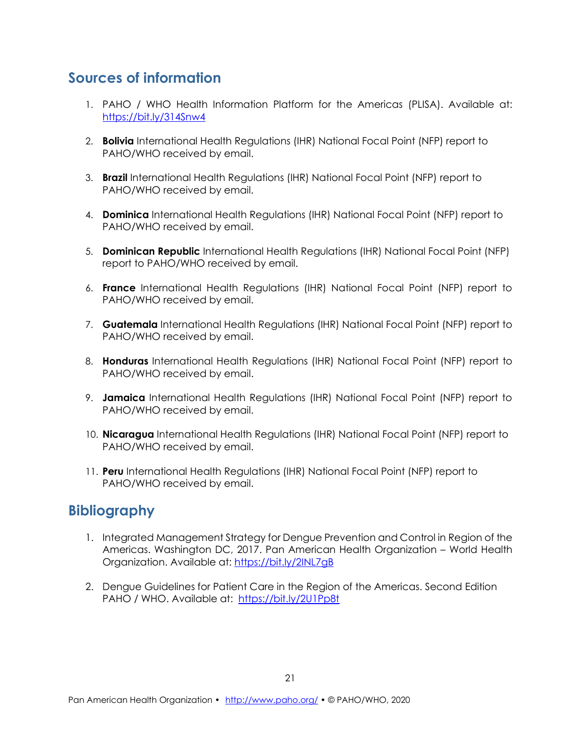## Sources of information

1. PAHO / WHO Health Information Platform for the Americas (PLISA). Available at: https://bit.ly/314Snw4

2. **Bolivia** International Health Regulations (IHR) National Focal Point (NFP) report to PAHO/WHO received by email.

3. **Brazil** International Health Regulations (IHR) National Focal Point (NFP) report to PAHO/WHO received by email.

4. **Dominica** International Health Regulations (IHR) National Focal Point (NFP) report to PAHO/WHO received by email.

5. **Dominican Republic** International Health Regulations (IHR) National Focal Point (NFP) report to PAHO/WHO received by email.

6. **France** International Health Regulations (IHR) National Focal Point (NFP) report to PAHO/WHO received by email.

7. **Guatemala** International Health Regulations (IHR) National Focal Point (NFP) report to PAHO/WHO received by email.

8. **Honduras** International Health Regulations (IHR) National Focal Point (NFP) report to PAHO/WHO received by email.

9. **Jamaica** International Health Regulations (IHR) National Focal Point (NFP) report to PAHO/WHO received by email.

10. **Nicaragua** International Health Regulations (IHR) National Focal Point (NFP) report to PAHO/WHO received by email.

11. **Peru** International Health Regulations (IHR) National Focal Point (NFP) report to PAHO/WHO received by email.

## Bibliography

1. Integrated Management Strategy for Dengue Prevention and Control in Region of the Americas. Washington DC, 2017. Pan American Health Organization – World Health Organization. Available at: https://bit.ly/2INL7gB

2. Dengue Guidelines for Patient Care in the Region of the Americas. Second Edition PAHO / WHO. Available at: https://bit.ly/2U1Pp8t